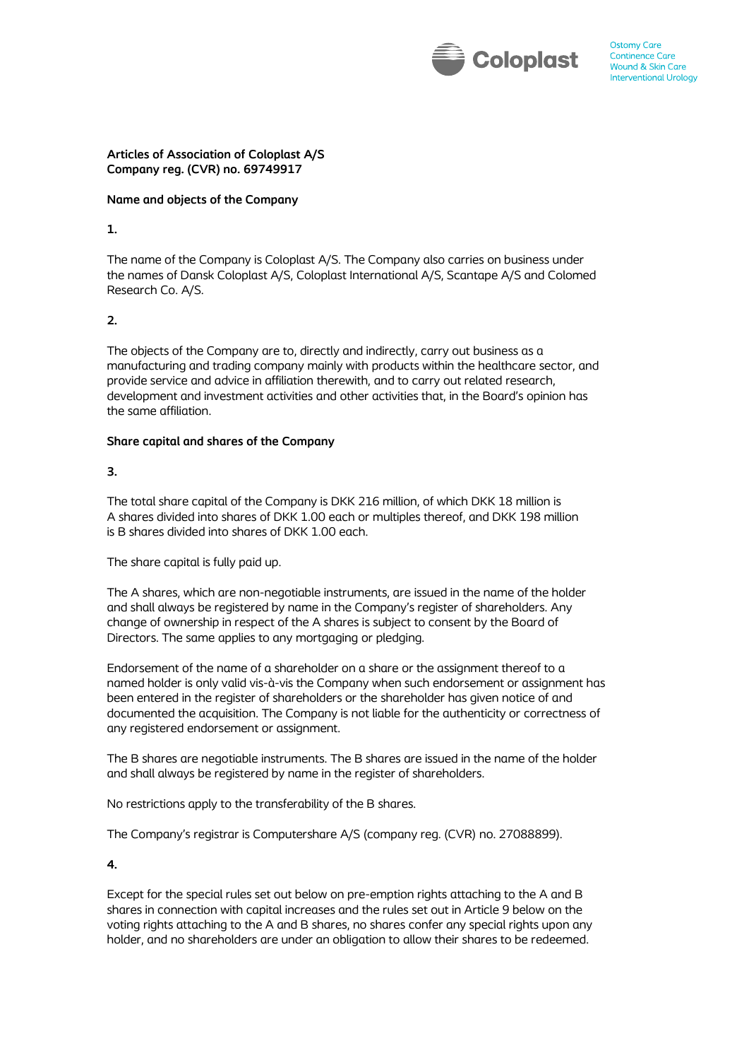# Articles of Association of Coloplast A/S
**Company reg. (CVR) no. 69749917**

## Name and objects of the Company

**1.**

The name of the Company is Coloplast A/S. The Company also carries on business under the names of Dansk Coloplast A/S, Coloplast International A/S, Scantape A/S and Colomed Research Co. A/S.

**2.**

The objects of the Company are to, directly and indirectly, carry out business as a manufacturing and trading company mainly with products within the healthcare sector, and provide service and advice in affiliation therewith, and to carry out related research, development and investment activities and other activities that, in the Board's opinion has the same affiliation.

## Share capital and shares of the Company

**3.**

The total share capital of the Company is DKK 216 million, of which DKK 18 million is A shares divided into shares of DKK 1.00 each or multiples thereof, and DKK 198 million is B shares divided into shares of DKK 1.00 each.

The share capital is fully paid up.

The A shares, which are non-negotiable instruments, are issued in the name of the holder and shall always be registered by name in the Company's register of shareholders. Any change of ownership in respect of the A shares is subject to consent by the Board of Directors. The same applies to any mortgaging or pledging.

Endorsement of the name of a shareholder on a share or the assignment thereof to a named holder is only valid vis-à-vis the Company when such endorsement or assignment has been entered in the register of shareholders or the shareholder has given notice of and documented the acquisition. The Company is not liable for the authenticity or correctness of any registered endorsement or assignment.

The B shares are negotiable instruments. The B shares are issued in the name of the holder and shall always be registered by name in the register of shareholders.

No restrictions apply to the transferability of the B shares.

The Company's registrar is Computershare A/S (company reg. (CVR) no. 27088899).

**4.**

Except for the special rules set out below on pre-emption rights attaching to the A and B shares in connection with capital increases and the rules set out in Article 9 below on the voting rights attaching to the A and B shares, no shares confer any special rights upon any holder, and no shareholders are under an obligation to allow their shares to be redeemed.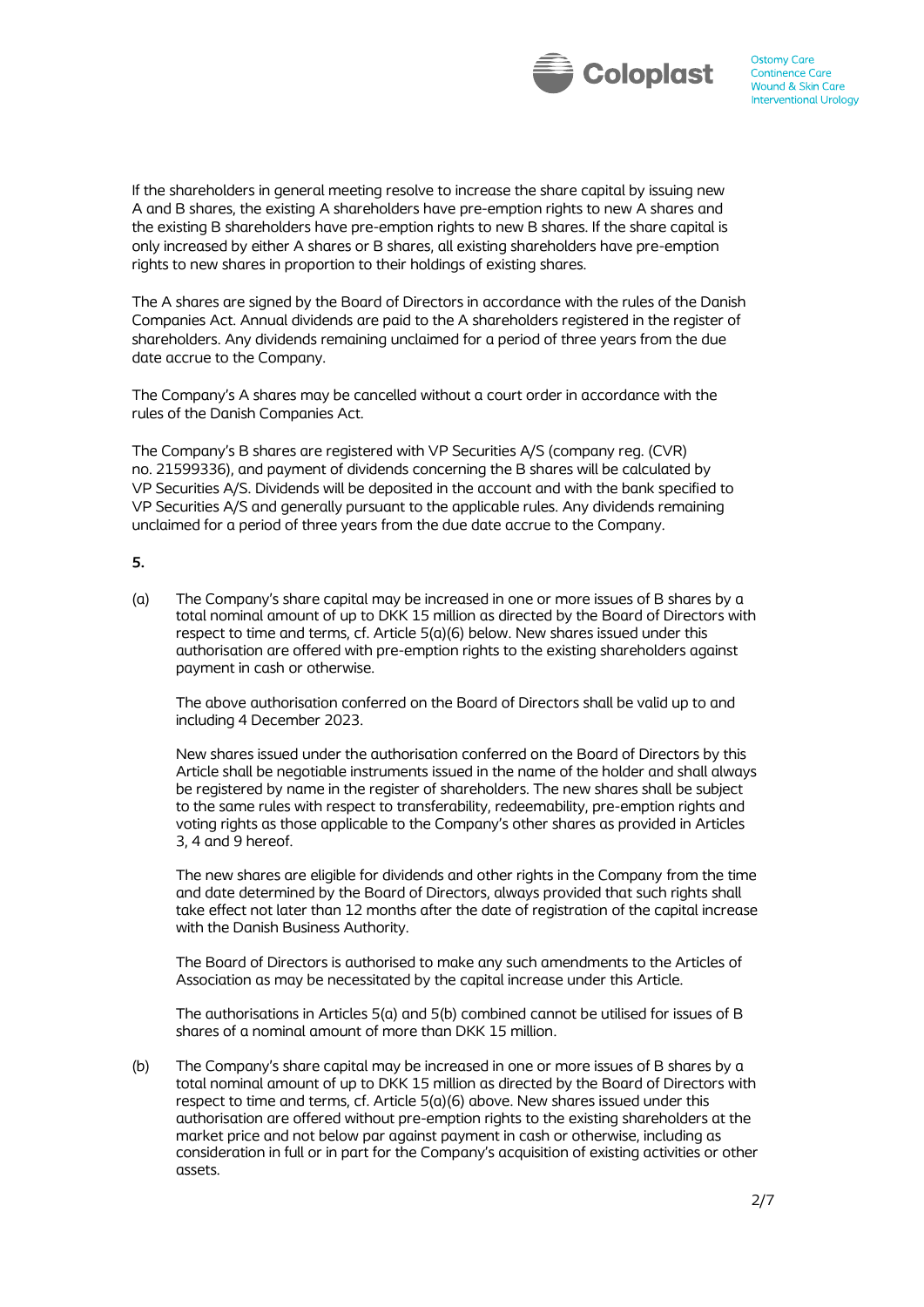If the shareholders in general meeting resolve to increase the share capital by issuing new A and B shares, the existing A shareholders have pre-emption rights to new A shares and the existing B shareholders have pre-emption rights to new B shares. If the share capital is only increased by either A shares or B shares, all existing shareholders have pre-emption rights to new shares in proportion to their holdings of existing shares.

The A shares are signed by the Board of Directors in accordance with the rules of the Danish Companies Act. Annual dividends are paid to the A shareholders registered in the register of shareholders. Any dividends remaining unclaimed for a period of three years from the due date accrue to the Company.

The Company's A shares may be cancelled without a court order in accordance with the rules of the Danish Companies Act.

The Company's B shares are registered with VP Securities A/S (company reg. (CVR) no. 21599336), and payment of dividends concerning the B shares will be calculated by VP Securities A/S. Dividends will be deposited in the account and with the bank specified to VP Securities A/S and generally pursuant to the applicable rules. Any dividends remaining unclaimed for a period of three years from the due date accrue to the Company.

**5.**

(a) The Company's share capital may be increased in one or more issues of B shares by a total nominal amount of up to DKK 15 million as directed by the Board of Directors with respect to time and terms, cf. Article 5(a)(6) below. New shares issued under this authorisation are offered with pre-emption rights to the existing shareholders against payment in cash or otherwise.

The above authorisation conferred on the Board of Directors shall be valid up to and including 4 December 2023.

New shares issued under the authorisation conferred on the Board of Directors by this Article shall be negotiable instruments issued in the name of the holder and shall always be registered by name in the register of shareholders. The new shares shall be subject to the same rules with respect to transferability, redeemability, pre-emption rights and voting rights as those applicable to the Company's other shares as provided in Articles 3, 4 and 9 hereof.

The new shares are eligible for dividends and other rights in the Company from the time and date determined by the Board of Directors, always provided that such rights shall take effect not later than 12 months after the date of registration of the capital increase with the Danish Business Authority.

The Board of Directors is authorised to make any such amendments to the Articles of Association as may be necessitated by the capital increase under this Article.

The authorisations in Articles 5(a) and 5(b) combined cannot be utilised for issues of B shares of a nominal amount of more than DKK 15 million.

(b) The Company's share capital may be increased in one or more issues of B shares by a total nominal amount of up to DKK 15 million as directed by the Board of Directors with respect to time and terms, cf. Article 5(a)(6) above. New shares issued under this authorisation are offered without pre-emption rights to the existing shareholders at the market price and not below par against payment in cash or otherwise, including as consideration in full or in part for the Company's acquisition of existing activities or other assets.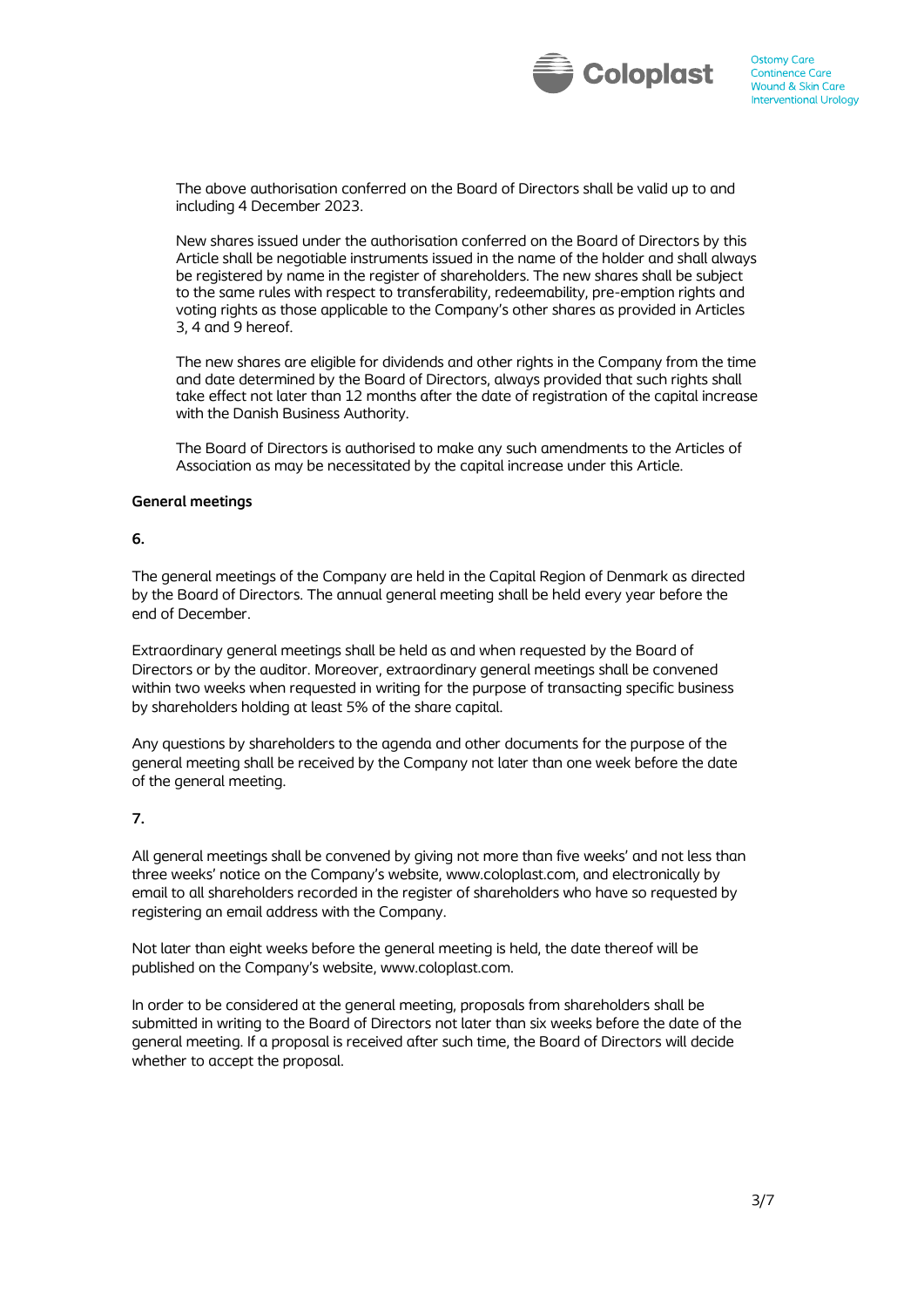The above authorisation conferred on the Board of Directors shall be valid up to and including 4 December 2023.

New shares issued under the authorisation conferred on the Board of Directors by this Article shall be negotiable instruments issued in the name of the holder and shall always be registered by name in the register of shareholders. The new shares shall be subject to the same rules with respect to transferability, redeemability, pre-emption rights and voting rights as those applicable to the Company's other shares as provided in Articles 3, 4 and 9 hereof.

The new shares are eligible for dividends and other rights in the Company from the time and date determined by the Board of Directors, always provided that such rights shall take effect not later than 12 months after the date of registration of the capital increase with the Danish Business Authority.

The Board of Directors is authorised to make any such amendments to the Articles of Association as may be necessitated by the capital increase under this Article.

**General meetings**

**6.**

The general meetings of the Company are held in the Capital Region of Denmark as directed by the Board of Directors. The annual general meeting shall be held every year before the end of December.

Extraordinary general meetings shall be held as and when requested by the Board of Directors or by the auditor. Moreover, extraordinary general meetings shall be convened within two weeks when requested in writing for the purpose of transacting specific business by shareholders holding at least 5% of the share capital.

Any questions by shareholders to the agenda and other documents for the purpose of the general meeting shall be received by the Company not later than one week before the date of the general meeting.

**7.**

All general meetings shall be convened by giving not more than five weeks' and not less than three weeks' notice on the Company's website, www.coloplast.com, and electronically by email to all shareholders recorded in the register of shareholders who have so requested by registering an email address with the Company.

Not later than eight weeks before the general meeting is held, the date thereof will be published on the Company's website, www.coloplast.com.

In order to be considered at the general meeting, proposals from shareholders shall be submitted in writing to the Board of Directors not later than six weeks before the date of the general meeting. If a proposal is received after such time, the Board of Directors will decide whether to accept the proposal.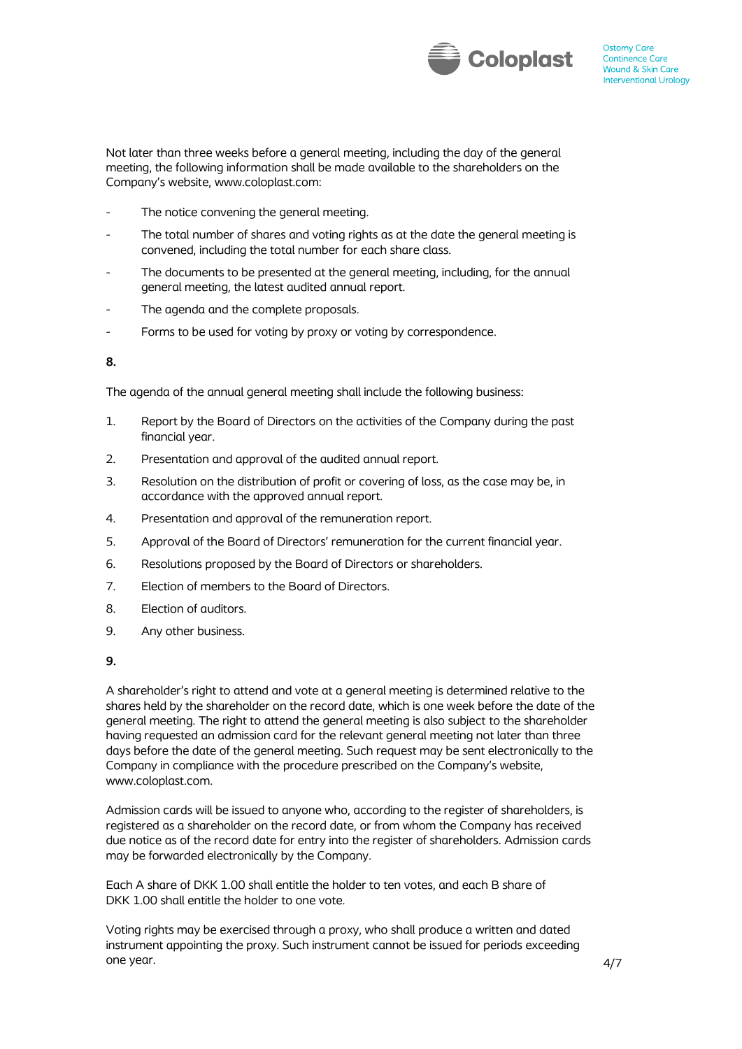Not later than three weeks before a general meeting, including the day of the general meeting, the following information shall be made available to the shareholders on the Company's website, www.coloplast.com:

- The notice convening the general meeting.
- The total number of shares and voting rights as at the date the general meeting is convened, including the total number for each share class.
- The documents to be presented at the general meeting, including, for the annual general meeting, the latest audited annual report.
- The agenda and the complete proposals.
- Forms to be used for voting by proxy or voting by correspondence.

**8.**

The agenda of the annual general meeting shall include the following business:

1. Report by the Board of Directors on the activities of the Company during the past financial year.
2. Presentation and approval of the audited annual report.
3. Resolution on the distribution of profit or covering of loss, as the case may be, in accordance with the approved annual report.
4. Presentation and approval of the remuneration report.
5. Approval of the Board of Directors' remuneration for the current financial year.
6. Resolutions proposed by the Board of Directors or shareholders.
7. Election of members to the Board of Directors.
8. Election of auditors.
9. Any other business.

**9.**

A shareholder's right to attend and vote at a general meeting is determined relative to the shares held by the shareholder on the record date, which is one week before the date of the general meeting. The right to attend the general meeting is also subject to the shareholder having requested an admission card for the relevant general meeting not later than three days before the date of the general meeting. Such request may be sent electronically to the Company in compliance with the procedure prescribed on the Company's website, www.coloplast.com.

Admission cards will be issued to anyone who, according to the register of shareholders, is registered as a shareholder on the record date, or from whom the Company has received due notice as of the record date for entry into the register of shareholders. Admission cards may be forwarded electronically by the Company.

Each A share of DKK 1.00 shall entitle the holder to ten votes, and each B share of DKK 1.00 shall entitle the holder to one vote.

Voting rights may be exercised through a proxy, who shall produce a written and dated instrument appointing the proxy. Such instrument cannot be issued for periods exceeding one year.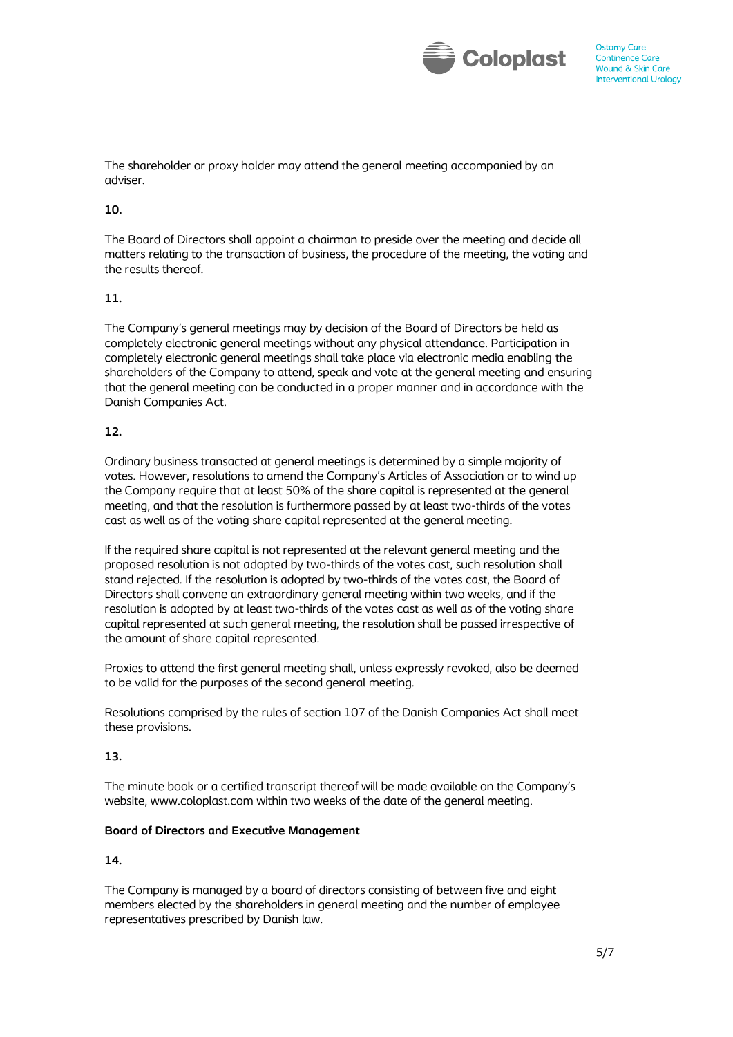The shareholder or proxy holder may attend the general meeting accompanied by an adviser.

**10.**

The Board of Directors shall appoint a chairman to preside over the meeting and decide all matters relating to the transaction of business, the procedure of the meeting, the voting and the results thereof.

**11.**

The Company's general meetings may by decision of the Board of Directors be held as completely electronic general meetings without any physical attendance. Participation in completely electronic general meetings shall take place via electronic media enabling the shareholders of the Company to attend, speak and vote at the general meeting and ensuring that the general meeting can be conducted in a proper manner and in accordance with the Danish Companies Act.

**12.**

Ordinary business transacted at general meetings is determined by a simple majority of votes. However, resolutions to amend the Company's Articles of Association or to wind up the Company require that at least 50% of the share capital is represented at the general meeting, and that the resolution is furthermore passed by at least two-thirds of the votes cast as well as of the voting share capital represented at the general meeting.

If the required share capital is not represented at the relevant general meeting and the proposed resolution is not adopted by two-thirds of the votes cast, such resolution shall stand rejected. If the resolution is adopted by two-thirds of the votes cast, the Board of Directors shall convene an extraordinary general meeting within two weeks, and if the resolution is adopted by at least two-thirds of the votes cast as well as of the voting share capital represented at such general meeting, the resolution shall be passed irrespective of the amount of share capital represented.

Proxies to attend the first general meeting shall, unless expressly revoked, also be deemed to be valid for the purposes of the second general meeting.

Resolutions comprised by the rules of section 107 of the Danish Companies Act shall meet these provisions.

**13.**

The minute book or a certified transcript thereof will be made available on the Company's website, www.coloplast.com within two weeks of the date of the general meeting.

**Board of Directors and Executive Management**

**14.**

The Company is managed by a board of directors consisting of between five and eight members elected by the shareholders in general meeting and the number of employee representatives prescribed by Danish law.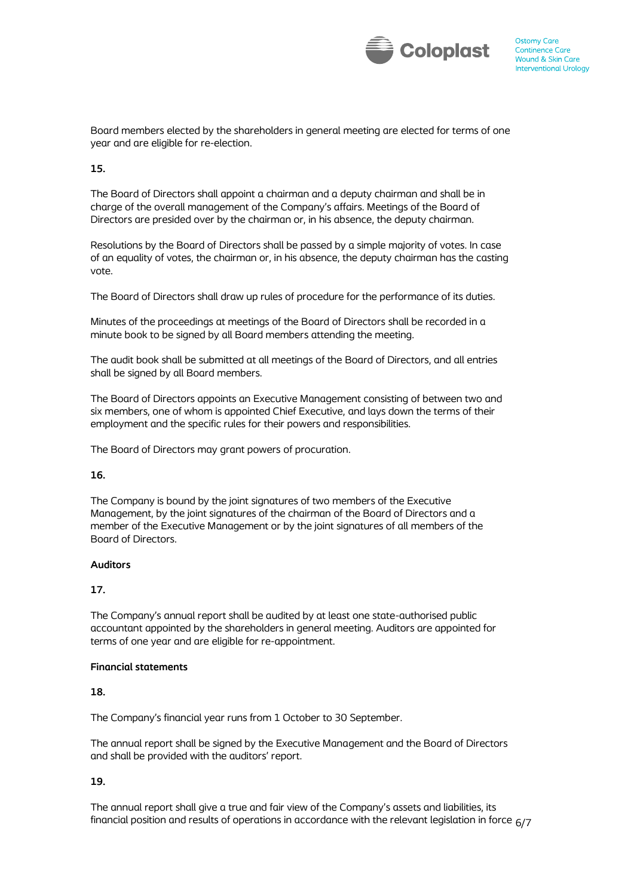Board members elected by the shareholders in general meeting are elected for terms of one year and are eligible for re-election.

**15.**

The Board of Directors shall appoint a chairman and a deputy chairman and shall be in charge of the overall management of the Company's affairs. Meetings of the Board of Directors are presided over by the chairman or, in his absence, the deputy chairman.

Resolutions by the Board of Directors shall be passed by a simple majority of votes. In case of an equality of votes, the chairman or, in his absence, the deputy chairman has the casting vote.

The Board of Directors shall draw up rules of procedure for the performance of its duties.

Minutes of the proceedings at meetings of the Board of Directors shall be recorded in a minute book to be signed by all Board members attending the meeting.

The audit book shall be submitted at all meetings of the Board of Directors, and all entries shall be signed by all Board members.

The Board of Directors appoints an Executive Management consisting of between two and six members, one of whom is appointed Chief Executive, and lays down the terms of their employment and the specific rules for their powers and responsibilities.

The Board of Directors may grant powers of procuration.

**16.**

The Company is bound by the joint signatures of two members of the Executive Management, by the joint signatures of the chairman of the Board of Directors and a member of the Executive Management or by the joint signatures of all members of the Board of Directors.

**Auditors**

**17.**

The Company's annual report shall be audited by at least one state-authorised public accountant appointed by the shareholders in general meeting. Auditors are appointed for terms of one year and are eligible for re-appointment.

**Financial statements**

**18.**

The Company's financial year runs from 1 October to 30 September.

The annual report shall be signed by the Executive Management and the Board of Directors and shall be provided with the auditors' report.

**19.**

The annual report shall give a true and fair view of the Company's assets and liabilities, its financial position and results of operations in accordance with the relevant legislation in force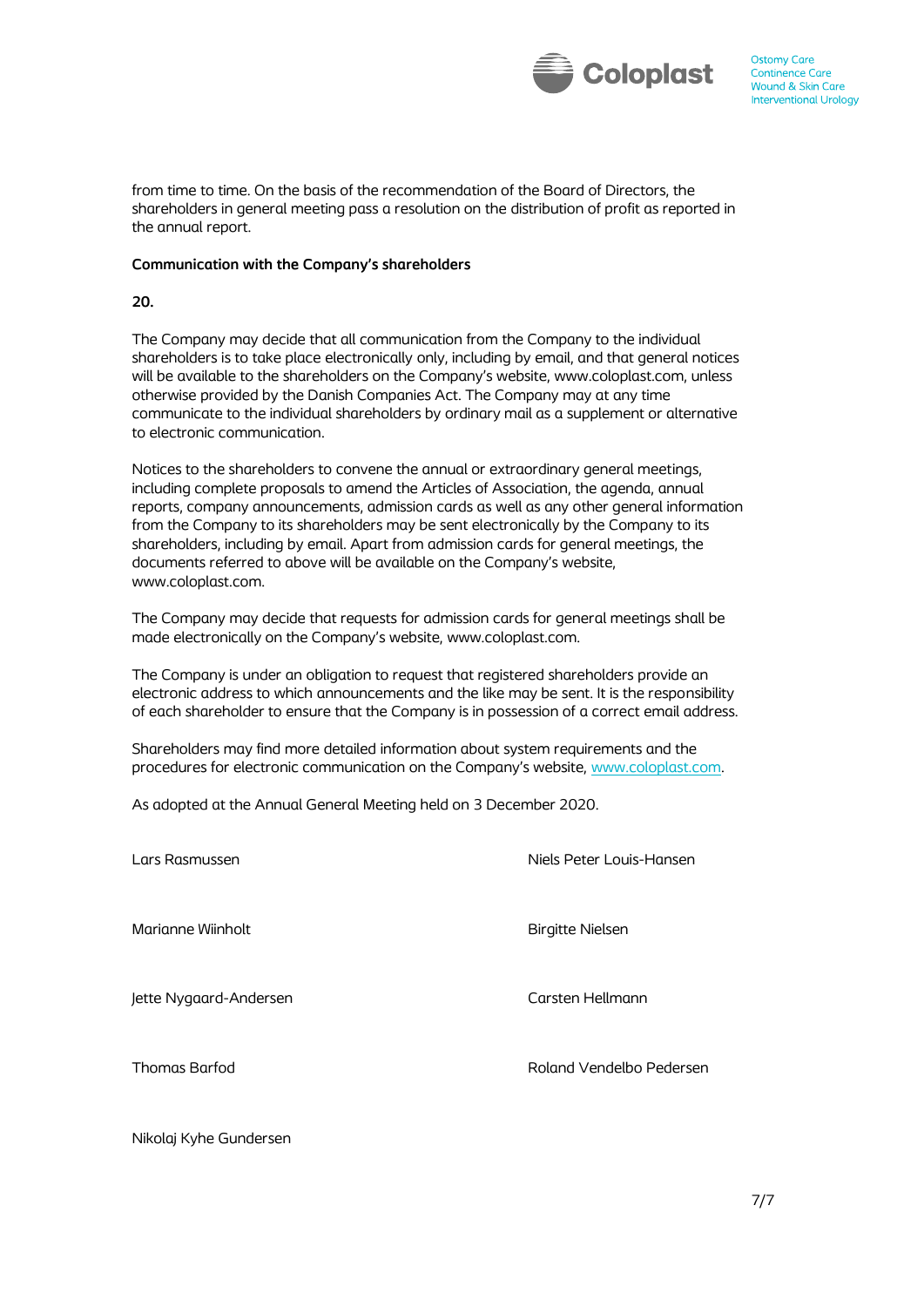from time to time. On the basis of the recommendation of the Board of Directors, the shareholders in general meeting pass a resolution on the distribution of profit as reported in the annual report.

**Communication with the Company's shareholders**

**20.**

The Company may decide that all communication from the Company to the individual shareholders is to take place electronically only, including by email, and that general notices will be available to the shareholders on the Company's website, www.coloplast.com, unless otherwise provided by the Danish Companies Act. The Company may at any time communicate to the individual shareholders by ordinary mail as a supplement or alternative to electronic communication.

Notices to the shareholders to convene the annual or extraordinary general meetings, including complete proposals to amend the Articles of Association, the agenda, annual reports, company announcements, admission cards as well as any other general information from the Company to its shareholders may be sent electronically by the Company to its shareholders, including by email. Apart from admission cards for general meetings, the documents referred to above will be available on the Company's website, www.coloplast.com.

The Company may decide that requests for admission cards for general meetings shall be made electronically on the Company's website, www.coloplast.com.

The Company is under an obligation to request that registered shareholders provide an electronic address to which announcements and the like may be sent. It is the responsibility of each shareholder to ensure that the Company is in possession of a correct email address.

Shareholders may find more detailed information about system requirements and the procedures for electronic communication on the Company's website, www.coloplast.com.

As adopted at the Annual General Meeting held on 3 December 2020.

Lars Rasmussen

Niels Peter Louis-Hansen

Marianne Wiinholt

Birgitte Nielsen

Jette Nygaard-Andersen

Carsten Hellmann

Thomas Barfod

Roland Vendelbo Pedersen

Nikolaj Kyhe Gundersen